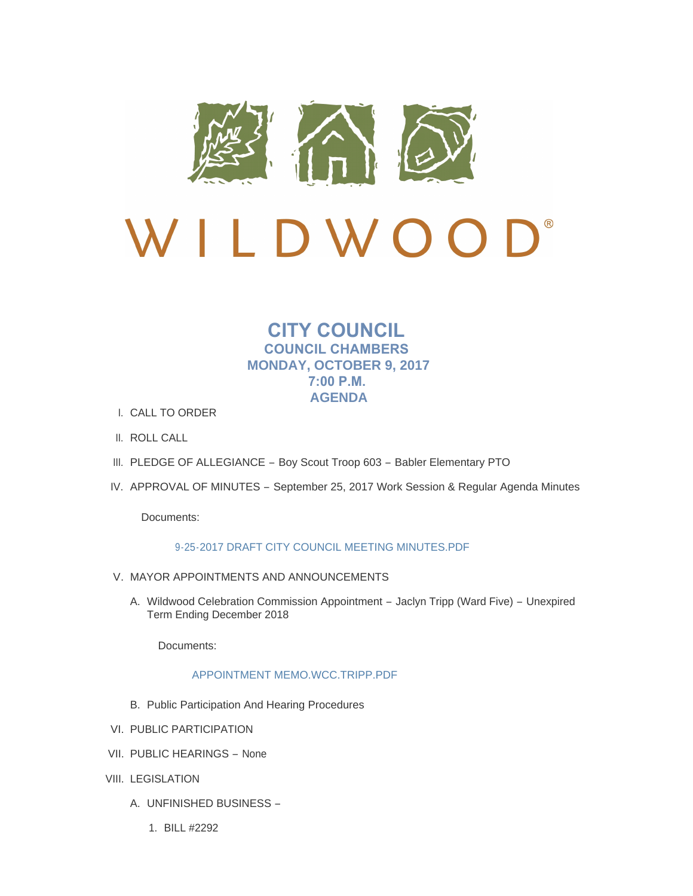WILDWOOD®

# CITY COUNCIL

## COUNCIL CHAMBERS
## MONDAY, OCTOBER 9, 2017
## 7:00 P.M.
## AGENDA

I. CALL TO ORDER

II. ROLL CALL

III. PLEDGE OF ALLEGIANCE – Boy Scout Troop 603 – Babler Elementary PTO

IV. APPROVAL OF MINUTES – September 25, 2017 Work Session & Regular Agenda Minutes

Documents:

9-25-2017 DRAFT CITY COUNCIL MEETING MINUTES.PDF

V. MAYOR APPOINTMENTS AND ANNOUNCEMENTS

A. Wildwood Celebration Commission Appointment – Jaclyn Tripp (Ward Five) – Unexpired Term Ending December 2018

Documents:

APPOINTMENT MEMO.WCC.TRIPP.PDF

B. Public Participation And Hearing Procedures

VI. PUBLIC PARTICIPATION

VII. PUBLIC HEARINGS – None

VIII. LEGISLATION

A. UNFINISHED BUSINESS –

1. BILL #2292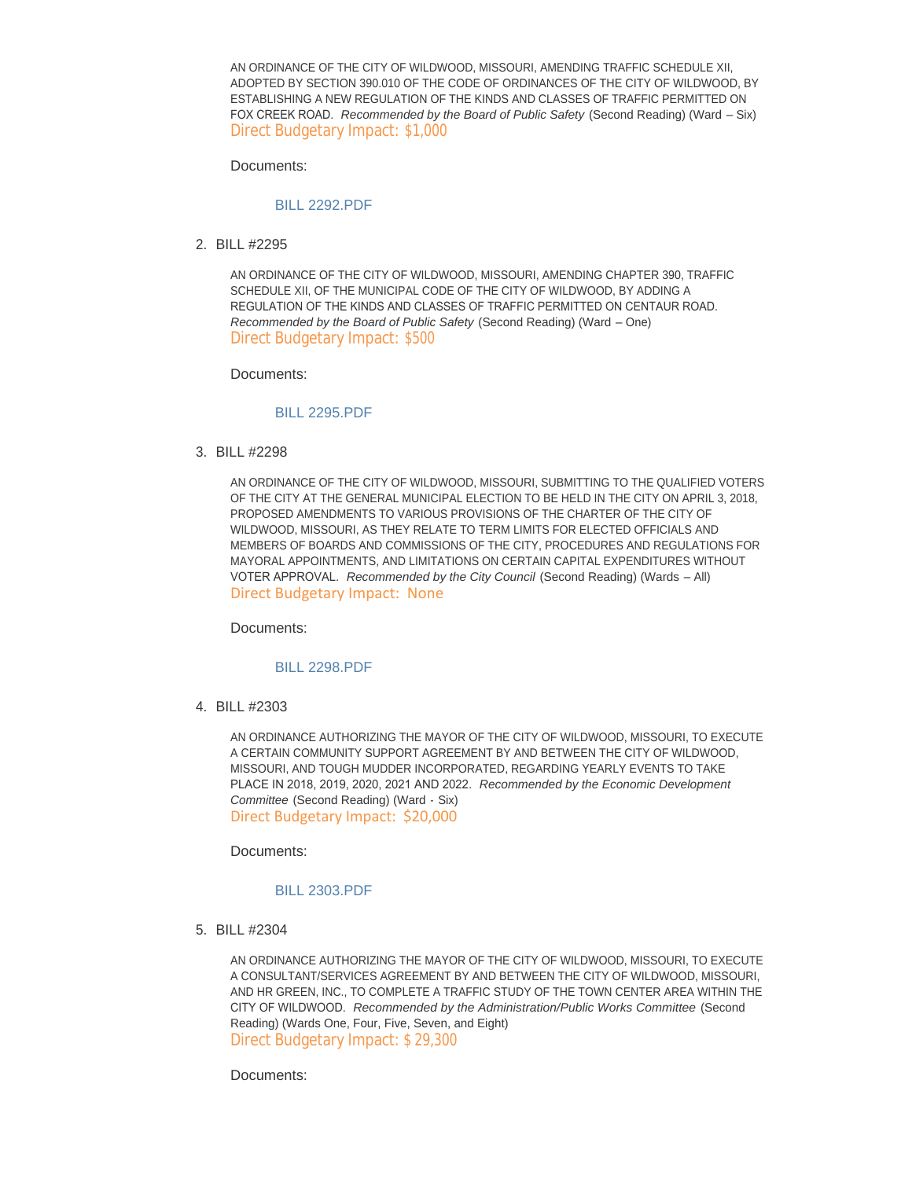AN ORDINANCE OF THE CITY OF WILDWOOD, MISSOURI, AMENDING TRAFFIC SCHEDULE XII, ADOPTED BY SECTION 390.010 OF THE CODE OF ORDINANCES OF THE CITY OF WILDWOOD, BY ESTABLISHING A NEW REGULATION OF THE KINDS AND CLASSES OF TRAFFIC PERMITTED ON FOX CREEK ROAD. *Recommended by the Board of Public Safety* (Second Reading) (Ward – Six)
Direct Budgetary Impact: $1,000

Documents:

BILL 2292.PDF

2. BILL #2295

AN ORDINANCE OF THE CITY OF WILDWOOD, MISSOURI, AMENDING CHAPTER 390, TRAFFIC SCHEDULE XII, OF THE MUNICIPAL CODE OF THE CITY OF WILDWOOD, BY ADDING A REGULATION OF THE KINDS AND CLASSES OF TRAFFIC PERMITTED ON CENTAUR ROAD. *Recommended by the Board of Public Safety* (Second Reading) (Ward – One)
Direct Budgetary Impact: $500

Documents:

BILL 2295.PDF

3. BILL #2298

AN ORDINANCE OF THE CITY OF WILDWOOD, MISSOURI, SUBMITTING TO THE QUALIFIED VOTERS OF THE CITY AT THE GENERAL MUNICIPAL ELECTION TO BE HELD IN THE CITY ON APRIL 3, 2018, PROPOSED AMENDMENTS TO VARIOUS PROVISIONS OF THE CHARTER OF THE CITY OF WILDWOOD, MISSOURI, AS THEY RELATE TO TERM LIMITS FOR ELECTED OFFICIALS AND MEMBERS OF BOARDS AND COMMISSIONS OF THE CITY, PROCEDURES AND REGULATIONS FOR MAYORAL APPOINTMENTS, AND LIMITATIONS ON CERTAIN CAPITAL EXPENDITURES WITHOUT VOTER APPROVAL. *Recommended by the City Council* (Second Reading) (Wards – All)
Direct Budgetary Impact: None

Documents:

BILL 2298.PDF

4. BILL #2303

AN ORDINANCE AUTHORIZING THE MAYOR OF THE CITY OF WILDWOOD, MISSOURI, TO EXECUTE A CERTAIN COMMUNITY SUPPORT AGREEMENT BY AND BETWEEN THE CITY OF WILDWOOD, MISSOURI, AND TOUGH MUDDER INCORPORATED, REGARDING YEARLY EVENTS TO TAKE PLACE IN 2018, 2019, 2020, 2021 AND 2022. *Recommended by the Economic Development Committee* (Second Reading) (Ward - Six)
Direct Budgetary Impact: $20,000

Documents:

BILL 2303.PDF

5. BILL #2304

AN ORDINANCE AUTHORIZING THE MAYOR OF THE CITY OF WILDWOOD, MISSOURI, TO EXECUTE A CONSULTANT/SERVICES AGREEMENT BY AND BETWEEN THE CITY OF WILDWOOD, MISSOURI, AND HR GREEN, INC., TO COMPLETE A TRAFFIC STUDY OF THE TOWN CENTER AREA WITHIN THE CITY OF WILDWOOD. *Recommended by the Administration/Public Works Committee* (Second Reading) (Wards One, Four, Five, Seven, and Eight)
Direct Budgetary Impact: $ 29,300

Documents: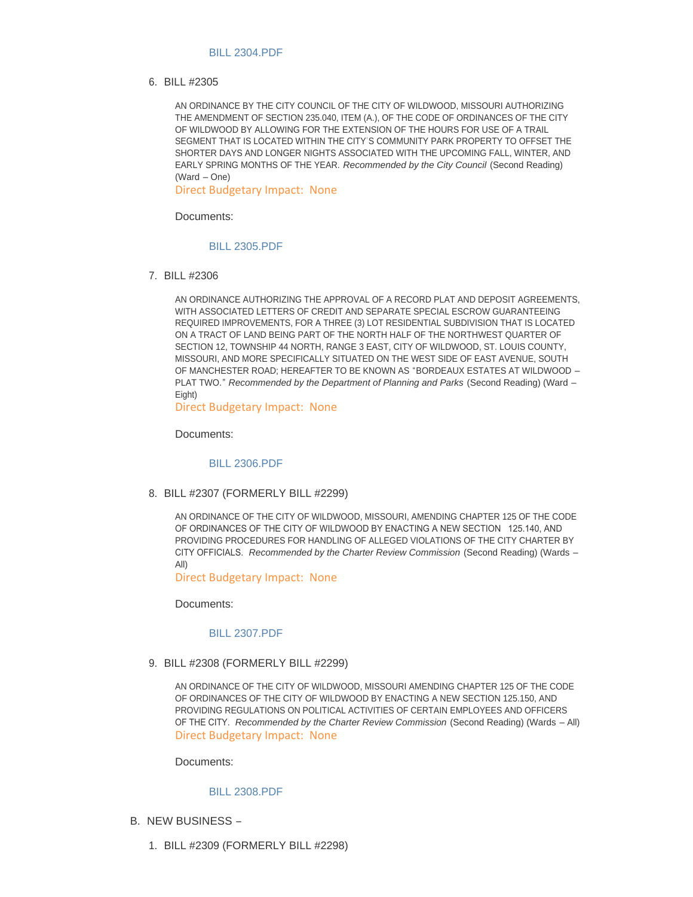BILL 2304.PDF

6. BILL #2305

   AN ORDINANCE BY THE CITY COUNCIL OF THE CITY OF WILDWOOD, MISSOURI AUTHORIZING THE AMENDMENT OF SECTION 235.040, ITEM (A.), OF THE CODE OF ORDINANCES OF THE CITY OF WILDWOOD BY ALLOWING FOR THE EXTENSION OF THE HOURS FOR USE OF A TRAIL SEGMENT THAT IS LOCATED WITHIN THE CITY'S COMMUNITY PARK PROPERTY TO OFFSET THE SHORTER DAYS AND LONGER NIGHTS ASSOCIATED WITH THE UPCOMING FALL, WINTER, AND EARLY SPRING MONTHS OF THE YEAR. *Recommended by the City Council* (Second Reading) (Ward – One)

   Direct Budgetary Impact: None

   Documents:

   BILL 2305.PDF

7. BILL #2306

   AN ORDINANCE AUTHORIZING THE APPROVAL OF A RECORD PLAT AND DEPOSIT AGREEMENTS, WITH ASSOCIATED LETTERS OF CREDIT AND SEPARATE SPECIAL ESCROW GUARANTEEING REQUIRED IMPROVEMENTS, FOR A THREE (3) LOT RESIDENTIAL SUBDIVISION THAT IS LOCATED ON A TRACT OF LAND BEING PART OF THE NORTH HALF OF THE NORTHWEST QUARTER OF SECTION 12, TOWNSHIP 44 NORTH, RANGE 3 EAST, CITY OF WILDWOOD, ST. LOUIS COUNTY, MISSOURI, AND MORE SPECIFICALLY SITUATED ON THE WEST SIDE OF EAST AVENUE, SOUTH OF MANCHESTER ROAD; HEREAFTER TO BE KNOWN AS "BORDEAUX ESTATES AT WILDWOOD – PLAT TWO." *Recommended by the Department of Planning and Parks* (Second Reading) (Ward – Eight)

   Direct Budgetary Impact: None

   Documents:

   BILL 2306.PDF

8. BILL #2307 (FORMERLY BILL #2299)

   AN ORDINANCE OF THE CITY OF WILDWOOD, MISSOURI, AMENDING CHAPTER 125 OF THE CODE OF ORDINANCES OF THE CITY OF WILDWOOD BY ENACTING A NEW SECTION 125.140, AND PROVIDING PROCEDURES FOR HANDLING OF ALLEGED VIOLATIONS OF THE CITY CHARTER BY CITY OFFICIALS. *Recommended by the Charter Review Commission* (Second Reading) (Wards – All)

   Direct Budgetary Impact: None

   Documents:

   BILL 2307.PDF

9. BILL #2308 (FORMERLY BILL #2299)

   AN ORDINANCE OF THE CITY OF WILDWOOD, MISSOURI AMENDING CHAPTER 125 OF THE CODE OF ORDINANCES OF THE CITY OF WILDWOOD BY ENACTING A NEW SECTION 125.150, AND PROVIDING REGULATIONS ON POLITICAL ACTIVITIES OF CERTAIN EMPLOYEES AND OFFICERS OF THE CITY. *Recommended by the Charter Review Commission* (Second Reading) (Wards – All)

   Direct Budgetary Impact: None

   Documents:

   BILL 2308.PDF

B. NEW BUSINESS –

1. BILL #2309 (FORMERLY BILL #2298)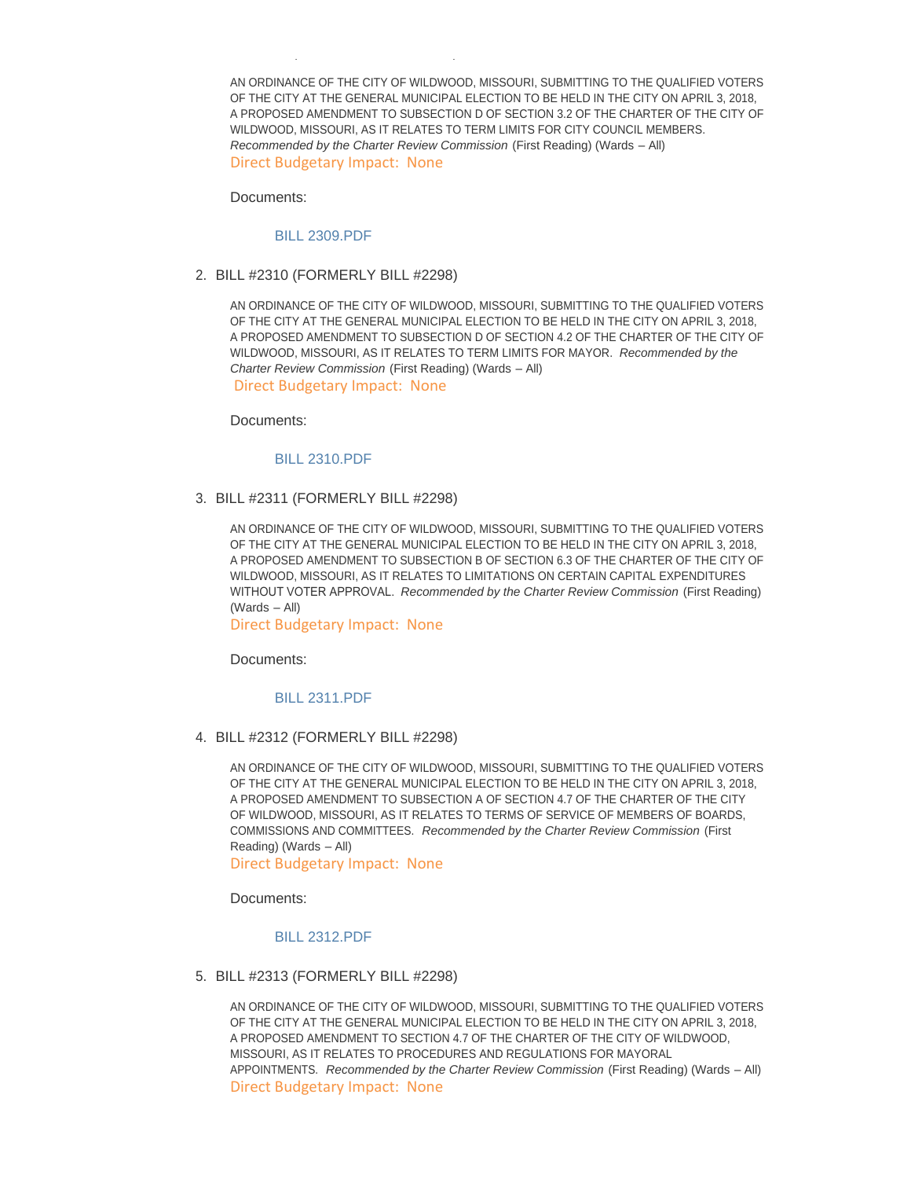AN ORDINANCE OF THE CITY OF WILDWOOD, MISSOURI, SUBMITTING TO THE QUALIFIED VOTERS OF THE CITY AT THE GENERAL MUNICIPAL ELECTION TO BE HELD IN THE CITY ON APRIL 3, 2018, A PROPOSED AMENDMENT TO SUBSECTION D OF SECTION 3.2 OF THE CHARTER OF THE CITY OF WILDWOOD, MISSOURI, AS IT RELATES TO TERM LIMITS FOR CITY COUNCIL MEMBERS. *Recommended by the Charter Review Commission* (First Reading) (Wards – All)
Direct Budgetary Impact: None

Documents:

BILL 2309.PDF

2. BILL #2310 (FORMERLY BILL #2298)

AN ORDINANCE OF THE CITY OF WILDWOOD, MISSOURI, SUBMITTING TO THE QUALIFIED VOTERS OF THE CITY AT THE GENERAL MUNICIPAL ELECTION TO BE HELD IN THE CITY ON APRIL 3, 2018, A PROPOSED AMENDMENT TO SUBSECTION D OF SECTION 4.2 OF THE CHARTER OF THE CITY OF WILDWOOD, MISSOURI, AS IT RELATES TO TERM LIMITS FOR MAYOR. *Recommended by the Charter Review Commission* (First Reading) (Wards – All)
Direct Budgetary Impact: None

Documents:

BILL 2310.PDF

3. BILL #2311 (FORMERLY BILL #2298)

AN ORDINANCE OF THE CITY OF WILDWOOD, MISSOURI, SUBMITTING TO THE QUALIFIED VOTERS OF THE CITY AT THE GENERAL MUNICIPAL ELECTION TO BE HELD IN THE CITY ON APRIL 3, 2018, A PROPOSED AMENDMENT TO SUBSECTION B OF SECTION 6.3 OF THE CHARTER OF THE CITY OF WILDWOOD, MISSOURI, AS IT RELATES TO LIMITATIONS ON CERTAIN CAPITAL EXPENDITURES WITHOUT VOTER APPROVAL. *Recommended by the Charter Review Commission* (First Reading) (Wards – All)
Direct Budgetary Impact: None

Documents:

BILL 2311.PDF

4. BILL #2312 (FORMERLY BILL #2298)

AN ORDINANCE OF THE CITY OF WILDWOOD, MISSOURI, SUBMITTING TO THE QUALIFIED VOTERS OF THE CITY AT THE GENERAL MUNICIPAL ELECTION TO BE HELD IN THE CITY ON APRIL 3, 2018, A PROPOSED AMENDMENT TO SUBSECTION D OF SECTION 4.7 OF THE CHARTER OF THE CITY OF WILDWOOD, MISSOURI, AS IT RELATES TO TERMS OF SERVICE OF MEMBERS OF BOARDS, COMMISSIONS AND COMMITTEES. *Recommended by the Charter Review Commission* (First Reading) (Wards – All)
Direct Budgetary Impact: None

Documents:

BILL 2312.PDF

5. BILL #2313 (FORMERLY BILL #2298)

AN ORDINANCE OF THE CITY OF WILDWOOD, MISSOURI, SUBMITTING TO THE QUALIFIED VOTERS OF THE CITY AT THE GENERAL MUNICIPAL ELECTION TO BE HELD IN THE CITY ON APRIL 3, 2018, A PROPOSED AMENDMENT TO SUBSECTION A OF SECTION 4.7 OF THE CHARTER OF THE CITY OF WILDWOOD, MISSOURI, AS IT RELATES TO PROCEDURES AND REGULATIONS FOR MAYORAL APPOINTMENTS. *Recommended by the Charter Review Commission* (First Reading) (Wards – All)
Direct Budgetary Impact: None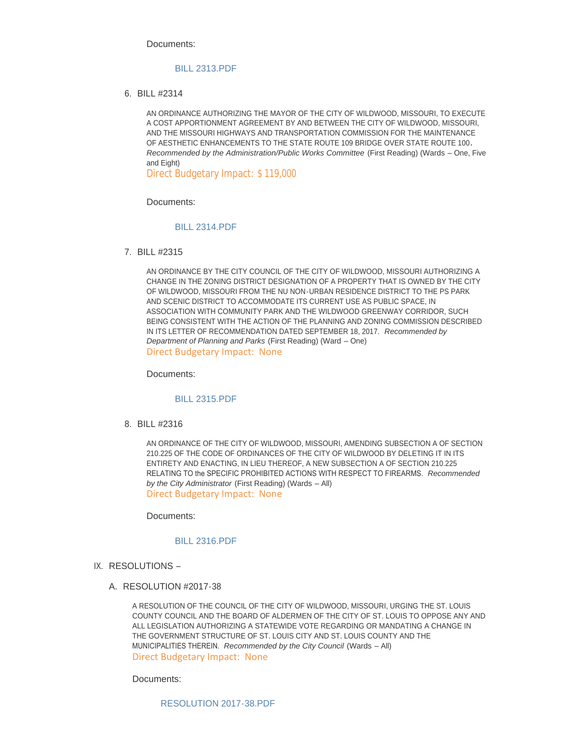Documents:

BILL 2313.PDF

6. BILL #2314

AN ORDINANCE AUTHORIZING THE MAYOR OF THE CITY OF WILDWOOD, MISSOURI, TO EXECUTE A COST APPORTIONMENT AGREEMENT BY AND BETWEEN THE CITY OF WILDWOOD, MISSOURI, AND THE MISSOURI HIGHWAYS AND TRANSPORTATION COMMISSION FOR THE MAINTENANCE OF AESTHETIC ENHANCEMENTS TO THE STATE ROUTE 109 BRIDGE OVER STATE ROUTE 100. *Recommended by the Administration/Public Works Committee* (First Reading) (Wards – One, Five and Eight)

Direct Budgetary Impact: $ 119,000

Documents:

BILL 2314.PDF

7. BILL #2315

AN ORDINANCE BY THE CITY COUNCIL OF THE CITY OF WILDWOOD, MISSOURI AUTHORIZING A CHANGE IN THE ZONING DISTRICT DESIGNATION OF A PROPERTY THAT IS OWNED BY THE CITY OF WILDWOOD, MISSOURI FROM THE NU NON-URBAN RESIDENCE DISTRICT TO THE PS PARK AND SCENIC DISTRICT TO ACCOMMODATE ITS CURRENT USE AS PUBLIC SPACE, IN ASSOCIATION WITH COMMUNITY PARK AND THE WILDWOOD GREENWAY CORRIDOR, SUCH BEING CONSISTENT WITH THE ACTION OF THE PLANNING AND ZONING COMMISSION DESCRIBED IN ITS LETTER OF RECOMMENDATION DATED SEPTEMBER 18, 2017. *Recommended by Department of Planning and Parks* (First Reading) (Ward – One)

Direct Budgetary Impact: None

Documents:

BILL 2315.PDF

8. BILL #2316

AN ORDINANCE OF THE CITY OF WILDWOOD, MISSOURI, AMENDING SUBSECTION A OF SECTION 210.225 OF THE CODE OF ORDINANCES OF THE CITY OF WILDWOOD BY DELETING IT IN ITS ENTIRETY AND ENACTING, IN LIEU THEREOF, A NEW SUBSECTION A OF SECTION 210.225 RELATING TO the SPECIFIC PROHIBITED ACTIONS WITH RESPECT TO FIREARMS. *Recommended by the City Administrator* (First Reading) (Wards – All)

Direct Budgetary Impact: None

Documents:

BILL 2316.PDF

IX. RESOLUTIONS –

A. RESOLUTION #2017-38

A RESOLUTION OF THE COUNCIL OF THE CITY OF WILDWOOD, MISSOURI, URGING THE ST. LOUIS COUNTY COUNCIL AND THE BOARD OF ALDERMEN OF THE CITY OF ST. LOUIS TO OPPOSE ANY AND ALL LEGISLATION AUTHORIZING A STATEWIDE VOTE REGARDING OR MANDATING A CHANGE IN THE GOVERNMENT STRUCTURE OF ST. LOUIS CITY AND ST. LOUIS COUNTY AND THE MUNICIPALITIES THEREIN. *Recommended by the City Council* (Wards – All)

Direct Budgetary Impact: None

Documents:

RESOLUTION 2017-38.PDF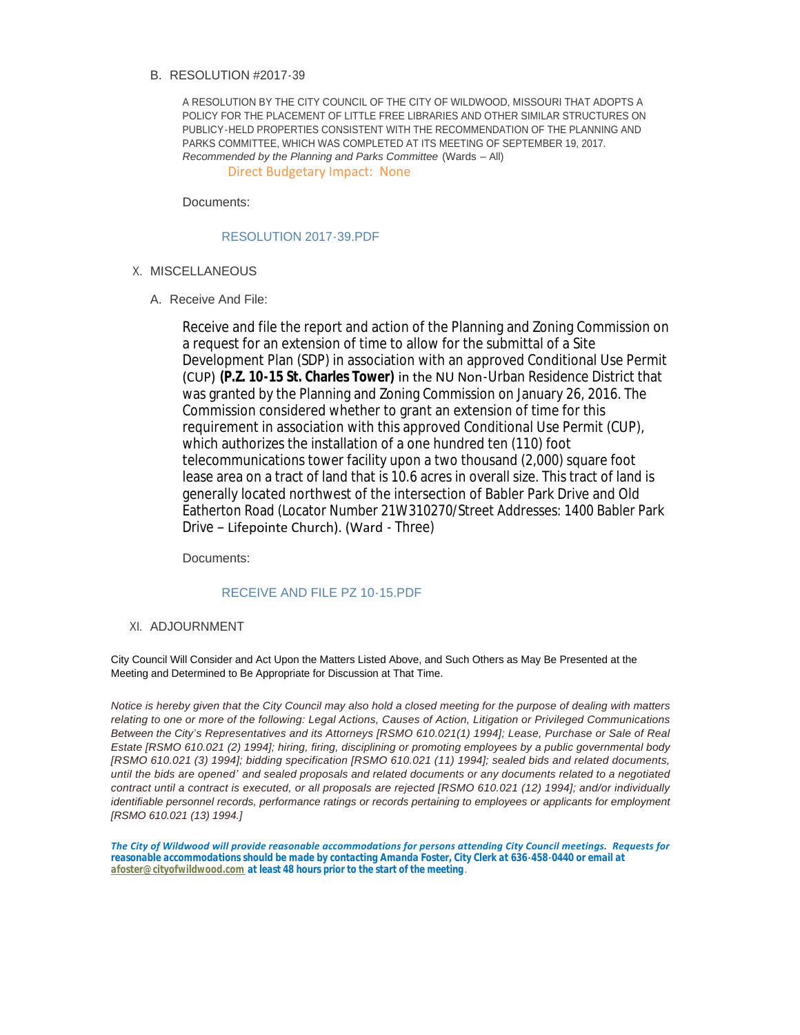B. RESOLUTION #2017-39

A RESOLUTION BY THE CITY COUNCIL OF THE CITY OF WILDWOOD, MISSOURI THAT ADOPTS A POLICY FOR THE PLACEMENT OF LITTLE FREE LIBRARIES AND OTHER SIMILAR STRUCTURES ON PUBLICY-HELD PROPERTIES CONSISTENT WITH THE RECOMMENDATION OF THE PLANNING AND PARKS COMMITTEE, WHICH WAS COMPLETED AT ITS MEETING OF SEPTEMBER 19, 2017. *Recommended by the Planning and Parks Committee* (Wards – All)

Direct Budgetary Impact: None

Documents:

RESOLUTION 2017-39.PDF

## X. MISCELLANEOUS

A. Receive And File:

Receive and file the report and action of the Planning and Zoning Commission on a request for an extension of time to allow for the submittal of a Site Development Plan (SDP) in association with an approved Conditional Use Permit (CUP) **(P.Z. 10-15 St. Charles Tower)** in the NU Non-Urban Residence District that was granted by the Planning and Zoning Commission on January 26, 2016. The Commission considered whether to grant an extension of time for this requirement in association with this approved Conditional Use Permit (CUP), which authorizes the installation of a one hundred ten (110) foot telecommunications tower facility upon a two thousand (2,000) square foot lease area on a tract of land that is 10.6 acres in overall size. This tract of land is generally located northwest of the intersection of Babler Park Drive and Old Eatherton Road (Locator Number 21W310270/Street Addresses: 1400 Babler Park Drive – Lifepointe Church). (Ward - Three)

Documents:

RECEIVE AND FILE PZ 10-15.PDF

## XI. ADJOURNMENT

City Council Will Consider and Act Upon the Matters Listed Above, and Such Others as May Be Presented at the Meeting and Determined to Be Appropriate for Discussion at That Time.

*Notice is hereby given that the City Council may also hold a closed meeting for the purpose of dealing with matters relating to one or more of the following: Legal Actions, Causes of Action, Litigation or Privileged Communications Between the City's Representatives and its Attorneys [RSMO 610.021(1) 1994]; Lease, Purchase or Sale of Real Estate [RSMO 610.021 (2) 1994]; hiring, firing, disciplining or promoting employees by a public governmental body [RSMO 610.021 (3) 1994]; bidding specification [RSMO 610.021 (11) 1994]; sealed bids and related documents, until the bids are opened' and sealed proposals and related documents or any documents related to a negotiated contract until a contract is executed, or all proposals are rejected [RSMO 610.021 (12) 1994]; and/or individually identifiable personnel records, performance ratings or records pertaining to employees or applicants for employment [RSMO 610.021 (13) 1994.]*

***The City of Wildwood will provide reasonable accommodations for persons attending City Council meetings. Requests for reasonable accommodations should be made by contacting Amanda Foster, City Clerk at 636-458-0440 or email at afoster@cityofwildwood.com at least 48 hours prior to the start of the meeting***.